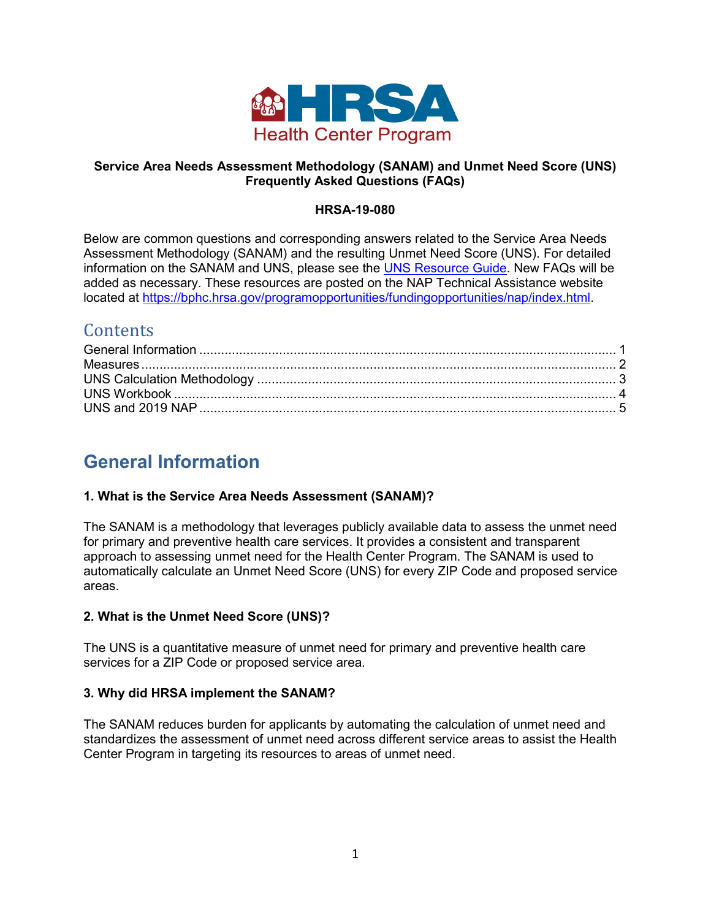**HRSA**

Health Center Program

**Service Area Needs Assessment Methodology (SANAM) and Unmet Need Score (UNS) Frequently Asked Questions (FAQs)**

**HRSA-19-080**

Below are common questions and corresponding answers related to the Service Area Needs Assessment Methodology (SANAM) and the resulting Unmet Need Score (UNS). For detailed information on the SANAM and UNS, please see the [UNS Resource Guide](). New FAQs will be added as necessary. These resources are posted on the NAP Technical Assistance website located at [https://bphc.hrsa.gov/programopportunities/fundingopportunities/nap/index.html](https://bphc.hrsa.gov/programopportunities/fundingopportunities/nap/index.html).

## Contents

General Information ........ 1
Measures ........ 2
UNS Calculation Methodology ........ 3
UNS Workbook ........ 4
UNS and 2019 NAP ........ 5

# General Information

**1. What is the Service Area Needs Assessment (SANAM)?**

The SANAM is a methodology that leverages publicly available data to assess the unmet need for primary and preventive health care services. It provides a consistent and transparent approach to assessing unmet need for the Health Center Program. The SANAM is used to automatically calculate an Unmet Need Score (UNS) for every ZIP Code and proposed service areas.

**2. What is the Unmet Need Score (UNS)?**

The UNS is a quantitative measure of unmet need for primary and preventive health care services for a ZIP Code or proposed service area.

**3. Why did HRSA implement the SANAM?**

The SANAM reduces burden for applicants by automating the calculation of unmet need and standardizes the assessment of unmet need across different service areas to assist the Health Center Program in targeting its resources to areas of unmet need.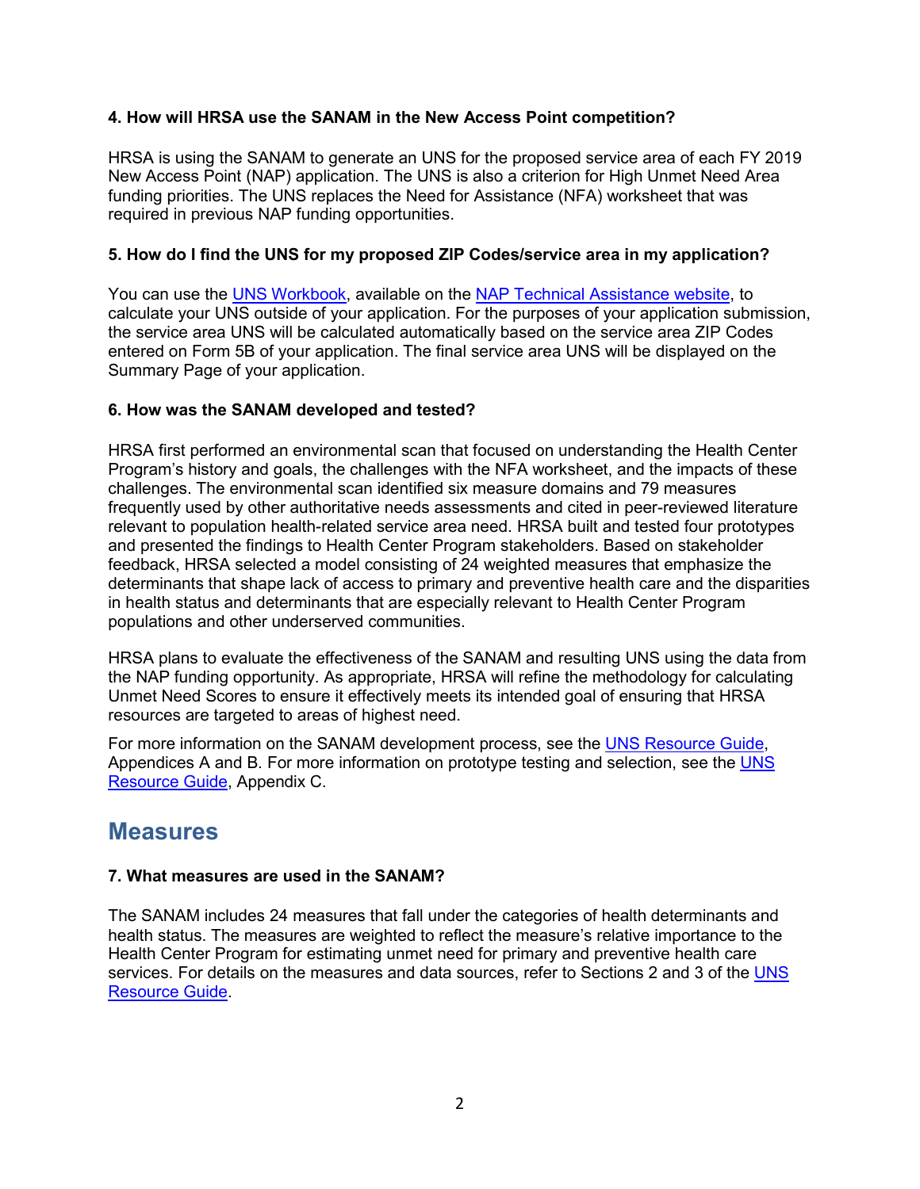**4. How will HRSA use the SANAM in the New Access Point competition?**

HRSA is using the SANAM to generate an UNS for the proposed service area of each FY 2019 New Access Point (NAP) application. The UNS is also a criterion for High Unmet Need Area funding priorities. The UNS replaces the Need for Assistance (NFA) worksheet that was required in previous NAP funding opportunities.

**5. How do I find the UNS for my proposed ZIP Codes/service area in my application?**

You can use the [UNS Workbook](), available on the [NAP Technical Assistance website](), to calculate your UNS outside of your application. For the purposes of your application submission, the service area UNS will be calculated automatically based on the service area ZIP Codes entered on Form 5B of your application. The final service area UNS will be displayed on the Summary Page of your application.

**6. How was the SANAM developed and tested?**

HRSA first performed an environmental scan that focused on understanding the Health Center Program's history and goals, the challenges with the NFA worksheet, and the impacts of these challenges. The environmental scan identified six measure domains and 79 measures frequently used by other authoritative needs assessments and cited in peer-reviewed literature relevant to population health-related service area need. HRSA built and tested four prototypes and presented the findings to Health Center Program stakeholders. Based on stakeholder feedback, HRSA selected a model consisting of 24 weighted measures that emphasize the determinants that shape lack of access to primary and preventive health care and the disparities in health status and determinants that are especially relevant to Health Center Program populations and other underserved communities.

HRSA plans to evaluate the effectiveness of the SANAM and resulting UNS using the data from the NAP funding opportunity. As appropriate, HRSA will refine the methodology for calculating Unmet Need Scores to ensure it effectively meets its intended goal of ensuring that HRSA resources are targeted to areas of highest need.

For more information on the SANAM development process, see the [UNS Resource Guide](), Appendices A and B. For more information on prototype testing and selection, see the [UNS Resource Guide](), Appendix C.

## Measures

**7. What measures are used in the SANAM?**

The SANAM includes 24 measures that fall under the categories of health determinants and health status. The measures are weighted to reflect the measure's relative importance to the Health Center Program for estimating unmet need for primary and preventive health care services. For details on the measures and data sources, refer to Sections 2 and 3 of the [UNS Resource Guide]().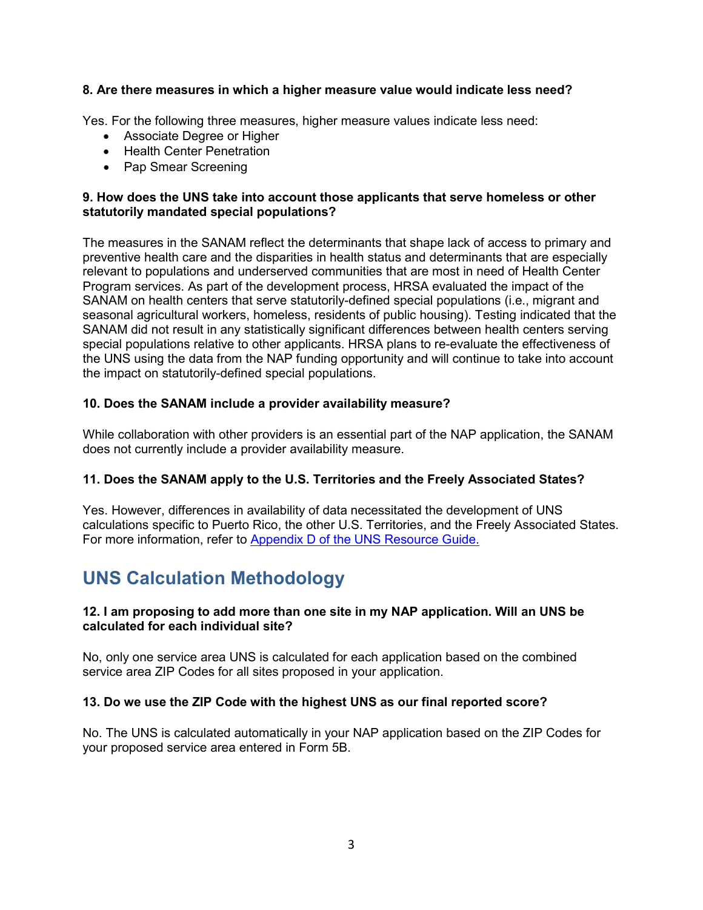**8. Are there measures in which a higher measure value would indicate less need?**

Yes. For the following three measures, higher measure values indicate less need:

- Associate Degree or Higher
- Health Center Penetration
- Pap Smear Screening

**9. How does the UNS take into account those applicants that serve homeless or other statutorily mandated special populations?**

The measures in the SANAM reflect the determinants that shape lack of access to primary and preventive health care and the disparities in health status and determinants that are especially relevant to populations and underserved communities that are most in need of Health Center Program services. As part of the development process, HRSA evaluated the impact of the SANAM on health centers that serve statutorily-defined special populations (i.e., migrant and seasonal agricultural workers, homeless, residents of public housing). Testing indicated that the SANAM did not result in any statistically significant differences between health centers serving special populations relative to other applicants. HRSA plans to re-evaluate the effectiveness of the UNS using the data from the NAP funding opportunity and will continue to take into account the impact on statutorily-defined special populations.

**10. Does the SANAM include a provider availability measure?**

While collaboration with other providers is an essential part of the NAP application, the SANAM does not currently include a provider availability measure.

**11. Does the SANAM apply to the U.S. Territories and the Freely Associated States?**

Yes. However, differences in availability of data necessitated the development of UNS calculations specific to Puerto Rico, the other U.S. Territories, and the Freely Associated States. For more information, refer to Appendix D of the UNS Resource Guide.

## UNS Calculation Methodology

**12. I am proposing to add more than one site in my NAP application. Will an UNS be calculated for each individual site?**

No, only one service area UNS is calculated for each application based on the combined service area ZIP Codes for all sites proposed in your application.

**13. Do we use the ZIP Code with the highest UNS as our final reported score?**

No. The UNS is calculated automatically in your NAP application based on the ZIP Codes for your proposed service area entered in Form 5B.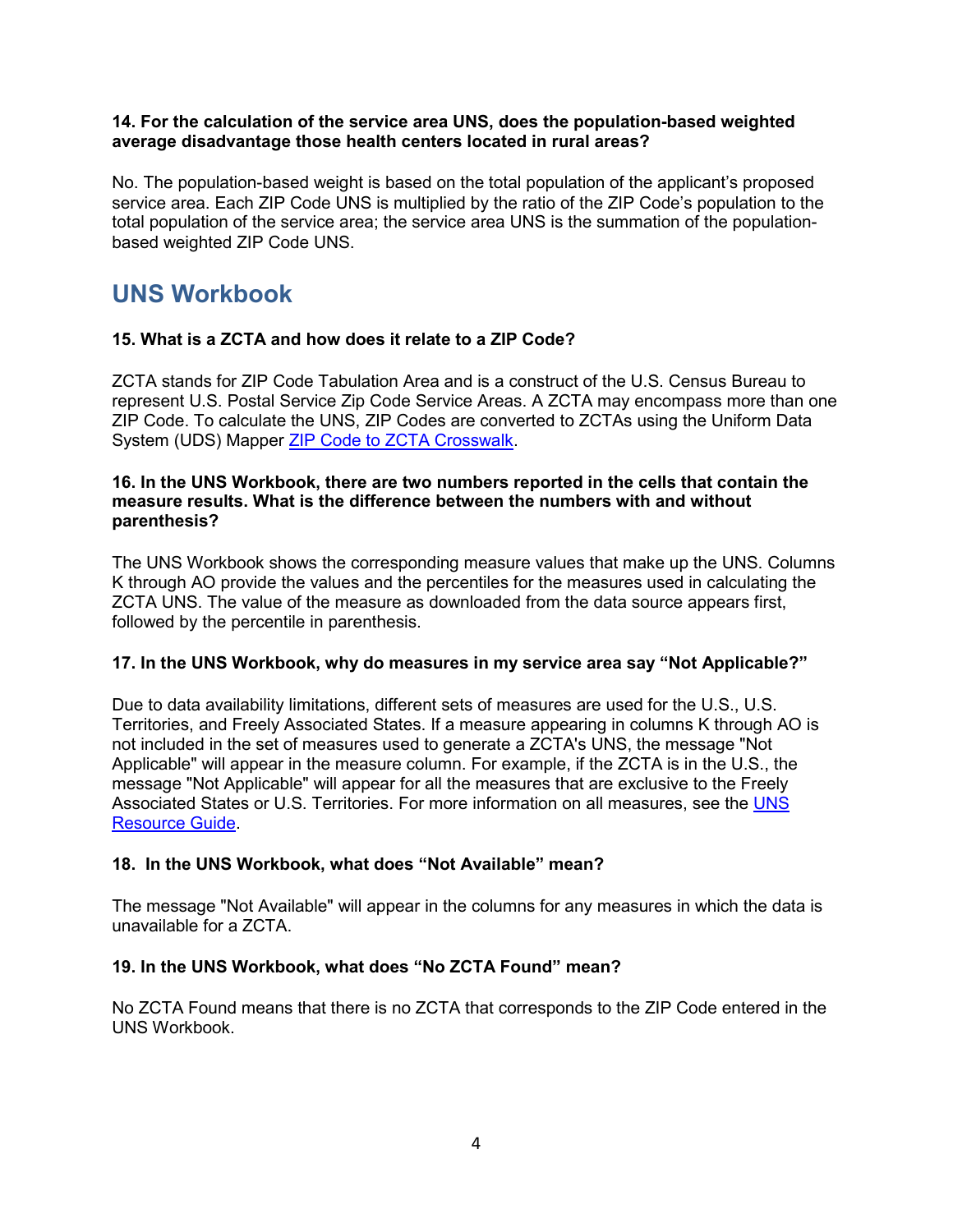**14. For the calculation of the service area UNS, does the population-based weighted average disadvantage those health centers located in rural areas?**

No. The population-based weight is based on the total population of the applicant's proposed service area. Each ZIP Code UNS is multiplied by the ratio of the ZIP Code's population to the total population of the service area; the service area UNS is the summation of the population-based weighted ZIP Code UNS.

## UNS Workbook

**15. What is a ZCTA and how does it relate to a ZIP Code?**

ZCTA stands for ZIP Code Tabulation Area and is a construct of the U.S. Census Bureau to represent U.S. Postal Service Zip Code Service Areas. A ZCTA may encompass more than one ZIP Code. To calculate the UNS, ZIP Codes are converted to ZCTAs using the Uniform Data System (UDS) Mapper ZIP Code to ZCTA Crosswalk.

**16. In the UNS Workbook, there are two numbers reported in the cells that contain the measure results. What is the difference between the numbers with and without parenthesis?**

The UNS Workbook shows the corresponding measure values that make up the UNS. Columns K through AO provide the values and the percentiles for the measures used in calculating the ZCTA UNS. The value of the measure as downloaded from the data source appears first, followed by the percentile in parenthesis.

**17. In the UNS Workbook, why do measures in my service area say "Not Applicable?"**

Due to data availability limitations, different sets of measures are used for the U.S., U.S. Territories, and Freely Associated States. If a measure appearing in columns K through AO is not included in the set of measures used to generate a ZCTA's UNS, the message "Not Applicable" will appear in the measure column. For example, if the ZCTA is in the U.S., the message "Not Applicable" will appear for all the measures that are exclusive to the Freely Associated States or U.S. Territories. For more information on all measures, see the UNS Resource Guide.

**18. In the UNS Workbook, what does "Not Available" mean?**

The message "Not Available" will appear in the columns for any measures in which the data is unavailable for a ZCTA.

**19. In the UNS Workbook, what does "No ZCTA Found" mean?**

No ZCTA Found means that there is no ZCTA that corresponds to the ZIP Code entered in the UNS Workbook.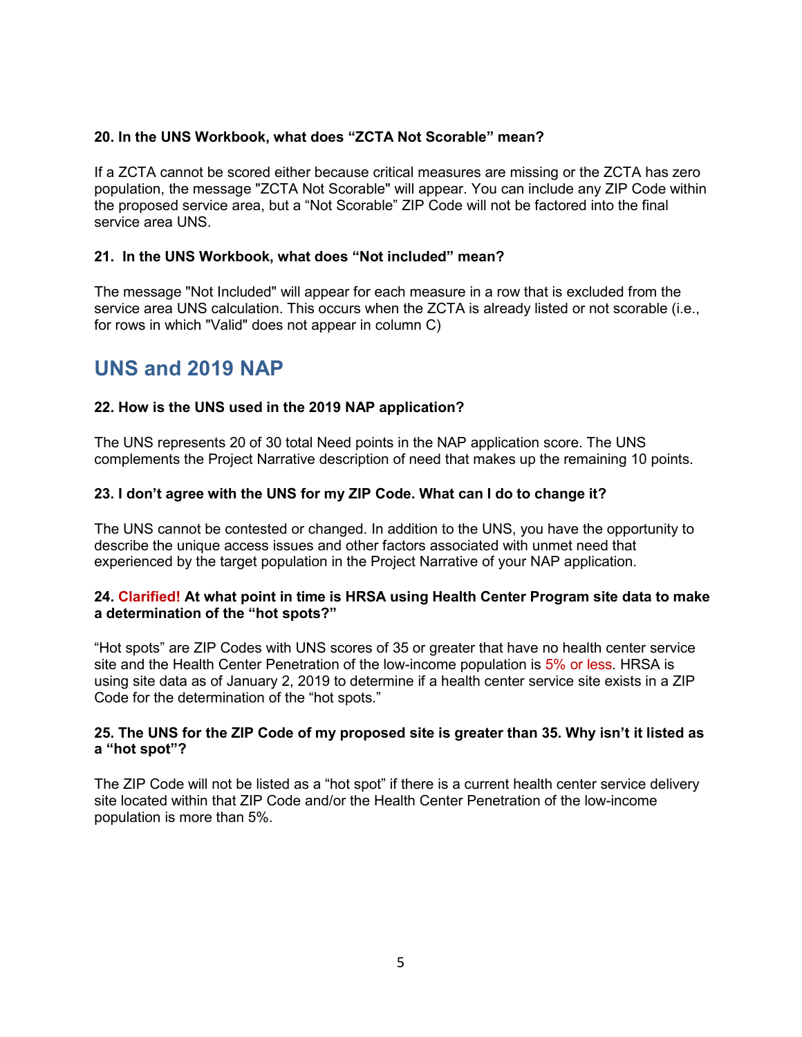**20. In the UNS Workbook, what does "ZCTA Not Scorable" mean?**

If a ZCTA cannot be scored either because critical measures are missing or the ZCTA has zero population, the message "ZCTA Not Scorable" will appear. You can include any ZIP Code within the proposed service area, but a "Not Scorable" ZIP Code will not be factored into the final service area UNS.

**21. In the UNS Workbook, what does "Not included" mean?**

The message "Not Included" will appear for each measure in a row that is excluded from the service area UNS calculation. This occurs when the ZCTA is already listed or not scorable (i.e., for rows in which "Valid" does not appear in column C)

## UNS and 2019 NAP

**22. How is the UNS used in the 2019 NAP application?**

The UNS represents 20 of 30 total Need points in the NAP application score. The UNS complements the Project Narrative description of need that makes up the remaining 10 points.

**23. I don't agree with the UNS for my ZIP Code. What can I do to change it?**

The UNS cannot be contested or changed. In addition to the UNS, you have the opportunity to describe the unique access issues and other factors associated with unmet need that experienced by the target population in the Project Narrative of your NAP application.

**24. Clarified! At what point in time is HRSA using Health Center Program site data to make a determination of the "hot spots?"**

"Hot spots" are ZIP Codes with UNS scores of 35 or greater that have no health center service site and the Health Center Penetration of the low-income population is 5% or less. HRSA is using site data as of January 2, 2019 to determine if a health center service site exists in a ZIP Code for the determination of the "hot spots."

**25. The UNS for the ZIP Code of my proposed site is greater than 35. Why isn't it listed as a "hot spot"?**

The ZIP Code will not be listed as a "hot spot" if there is a current health center service delivery site located within that ZIP Code and/or the Health Center Penetration of the low-income population is more than 5%.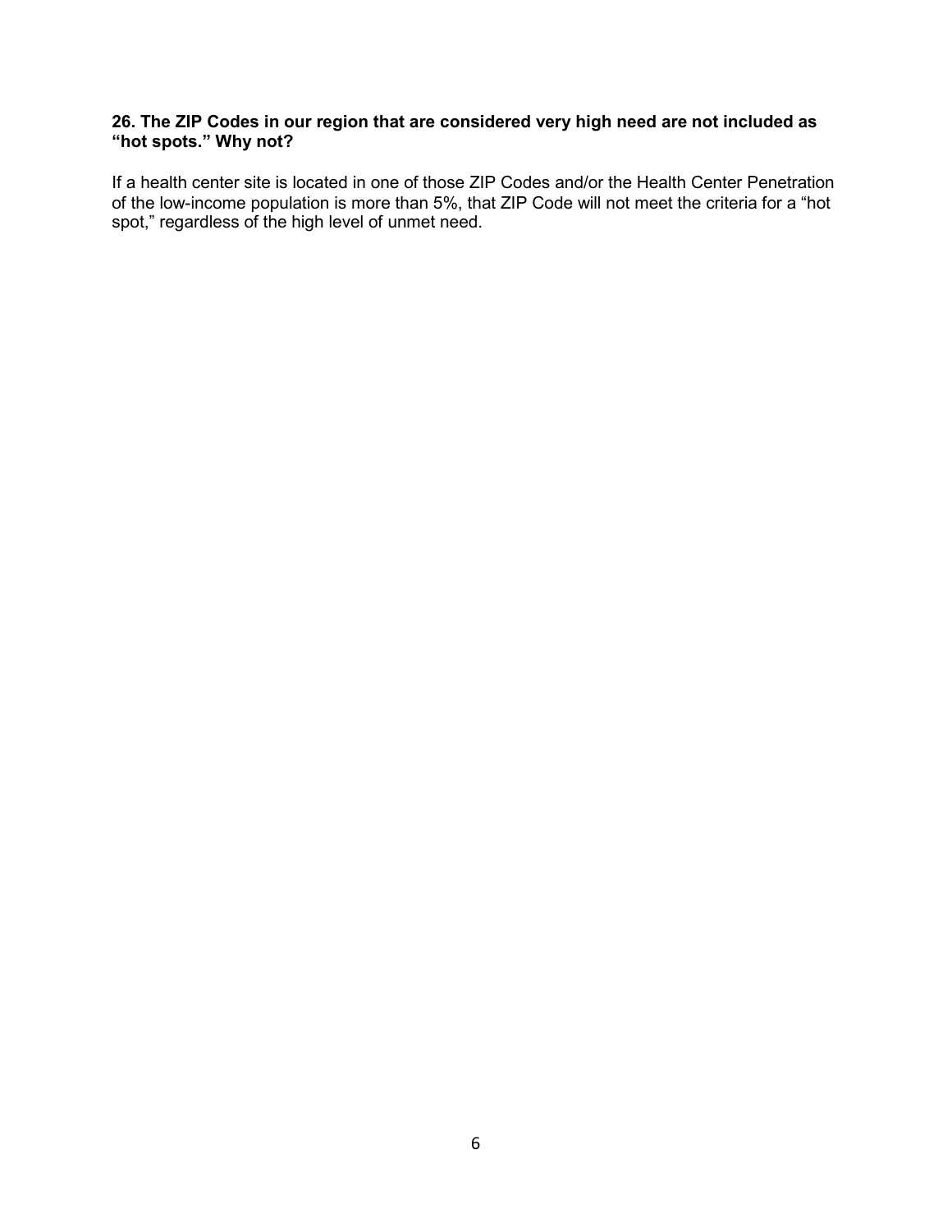**26. The ZIP Codes in our region that are considered very high need are not included as "hot spots." Why not?**

If a health center site is located in one of those ZIP Codes and/or the Health Center Penetration of the low-income population is more than 5%, that ZIP Code will not meet the criteria for a "hot spot," regardless of the high level of unmet need.